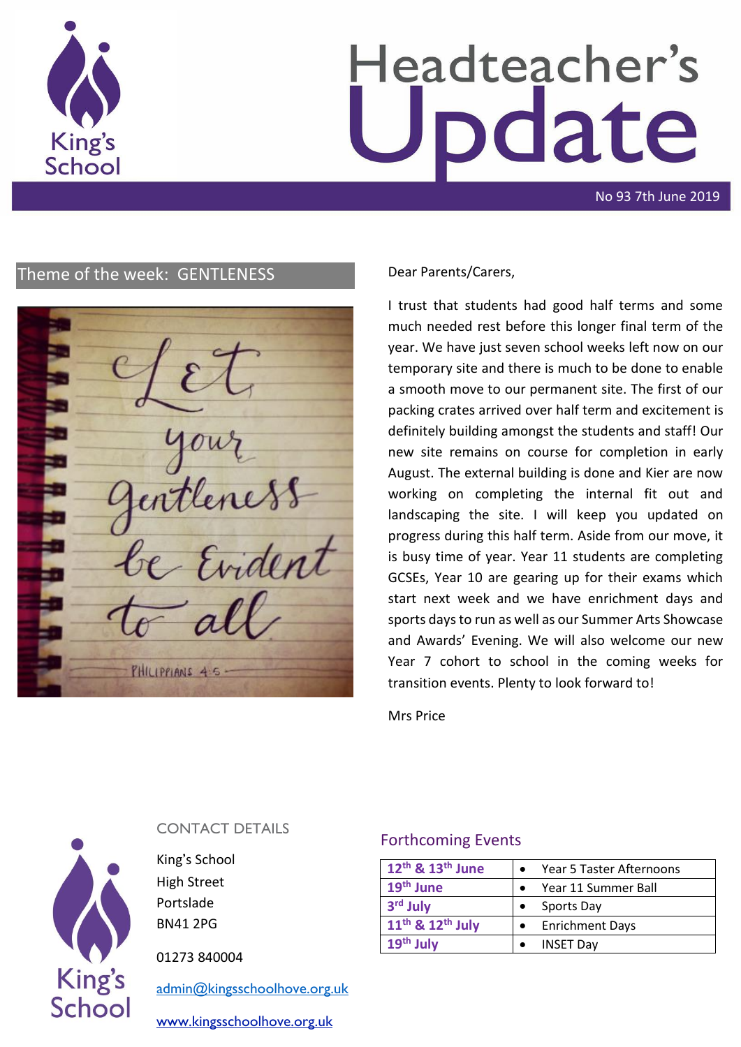# Headteacher's Update

No 93 7th June 2019

## Theme of the week: GENTLENESS

Let your gentleness be evident to all

PHILIPPIANS 4:5

Dear Parents/Carers,

I trust that students had good half terms and some much needed rest before this longer final term of the year. We have just seven school weeks left now on our temporary site and there is much to be done to enable a smooth move to our permanent site. The first of our packing crates arrived over half term and excitement is definitely building amongst the students and staff! Our new site remains on course for completion in early August. The external building is done and Kier are now working on completing the internal fit out and landscaping the site. I will keep you updated on progress during this half term. Aside from our move, it is busy time of year. Year 11 students are completing GCSEs, Year 10 are gearing up for their exams which start next week and we have enrichment days and sports days to run as well as our Summer Arts Showcase and Awards' Evening. We will also welcome our new Year 7 cohort to school in the coming weeks for transition events. Plenty to look forward to!

Mrs Price

## CONTACT DETAILS

King's School
High Street
Portslade
BN41 2PG

01273 840004

admin@kingsschoolhove.org.uk

www.kingsschoolhove.org.uk

## Forthcoming Events

| Date | Event |
|---|---|
| 12th & 13th June | Year 5 Taster Afternoons |
| 19th June | Year 11 Summer Ball |
| 3rd July | Sports Day |
| 11th & 12th July | Enrichment Days |
| 19th July | INSET Day |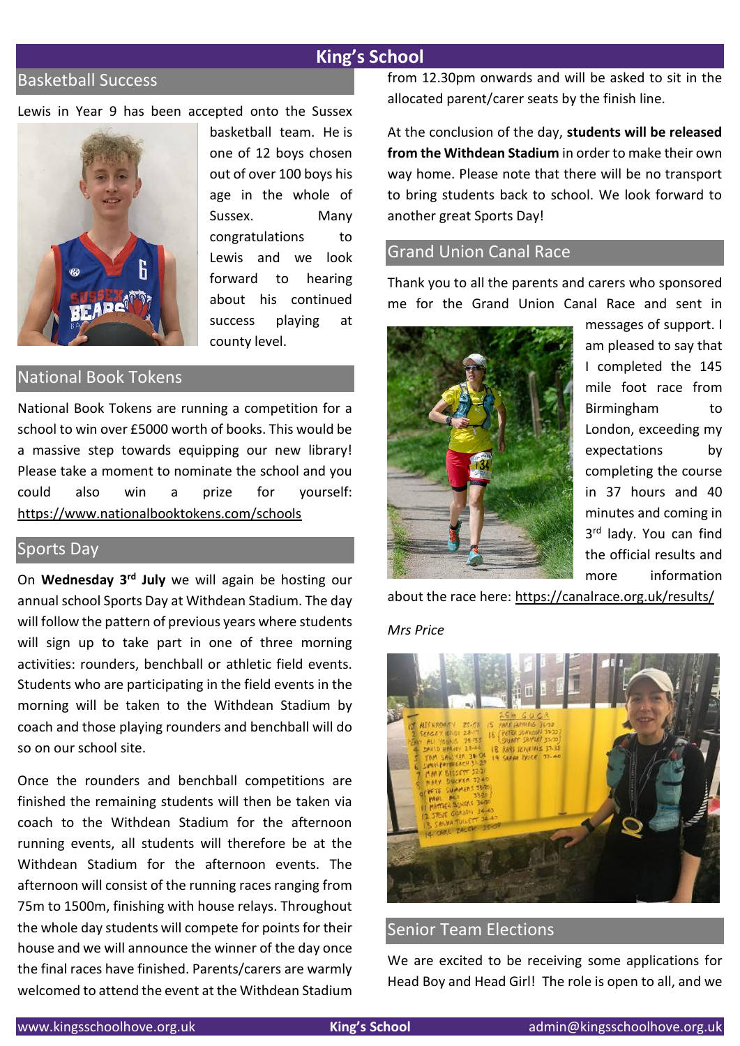## Basketball Success

Lewis in Year 9 has been accepted onto the Sussex basketball team. He is one of 12 boys chosen out of over 100 boys his age in the whole of Sussex. Many congratulations to Lewis and we look forward to hearing about his continued success playing at county level.

## National Book Tokens

National Book Tokens are running a competition for a school to win over £5000 worth of books. This would be a massive step towards equipping our new library! Please take a moment to nominate the school and you could also win a prize for yourself: https://www.nationalbooktokens.com/schools

## Sports Day

On **Wednesday 3rd July** we will again be hosting our annual school Sports Day at Withdean Stadium. The day will follow the pattern of previous years where students will sign up to take part in one of three morning activities: rounders, benchball or athletic field events. Students who are participating in the field events in the morning will be taken to the Withdean Stadium by coach and those playing rounders and benchball will do so on our school site.

Once the rounders and benchball competitions are finished the remaining students will then be taken via coach to the Withdean Stadium for the afternoon running events, all students will therefore be at the Withdean Stadium for the afternoon events. The afternoon will consist of the running races ranging from 75m to 1500m, finishing with house relays. Throughout the whole day students will compete for points for their house and we will announce the winner of the day once the final races have finished. Parents/carers are warmly welcomed to attend the event at the Withdean Stadium from 12.30pm onwards and will be asked to sit in the allocated parent/carer seats by the finish line.

At the conclusion of the day, **students will be released from the Withdean Stadium** in order to make their own way home. Please note that there will be no transport to bring students back to school. We look forward to another great Sports Day!

## Grand Union Canal Race

Thank you to all the parents and carers who sponsored me for the Grand Union Canal Race and sent in messages of support. I am pleased to say that I completed the 145 mile foot race from Birmingham to London, exceeding my expectations by completing the course in 37 hours and 40 minutes and coming in 3rd lady. You can find the official results and more information about the race here: https://canalrace.org.uk/results/

*Mrs Price*

## Senior Team Elections

We are excited to be receiving some applications for Head Boy and Head Girl! The role is open to all, and we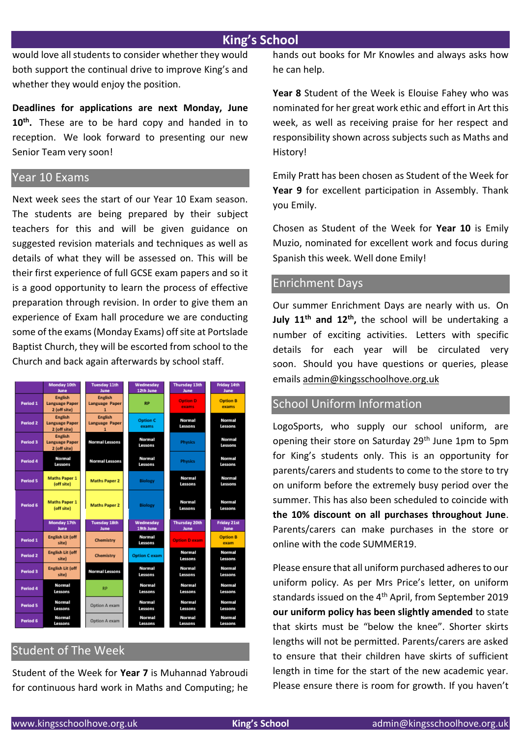would love all students to consider whether they would both support the continual drive to improve King's and whether they would enjoy the position.

**Deadlines for applications are next Monday, June 10th.** These are to be hard copy and handed in to reception. We look forward to presenting our new Senior Team very soon!

## Year 10 Exams

Next week sees the start of our Year 10 Exam season. The students are being prepared by their subject teachers for this and will be given guidance on suggested revision materials and techniques as well as details of what they will be assessed on. This will be their first experience of full GCSE exam papers and so it is a good opportunity to learn the process of effective preparation through revision. In order to give them an experience of Exam hall procedure we are conducting some of the exams (Monday Exams) off site at Portslade Baptist Church, they will be escorted from school to the Church and back again afterwards by school staff.

| | Monday 10th June | Tuesday 11th June | Wednesday 12th June | Thursday 13th June | Friday 14th June |
|---|---|---|---|---|---|
| Period 1 | English Language Paper 2 (off site) | English Language Paper 1 | RP | Option D exams | Option B exams |
| Period 2 | English Language Paper 2 (off site) | English Language Paper 1 | Option C exams | Normal Lessons | Normal Lessons |
| Period 3 | English Language Paper 2 (off site) | Normal Lessons | Normal Lessons | Physics | Normal Lessons |
| Period 4 | Normal Lessons | Normal Lessons | Normal Lessons | Physics | Normal Lessons |
| Period 5 | Maths Paper 1 (off site) | Maths Paper 2 | Biology | Normal Lessons | Normal Lessons |
| Period 6 | Maths Paper 1 (off site) | Maths Paper 2 | Biology | Normal Lessons | Normal Lessons |
| | **Monday 17th June** | **Tuesday 18th June** | **Wednesday 19th June** | **Thursday 20th June** | **Friday 21st June** |
| Period 1 | English Lit (off site) | Chemistry | Normal Lessons | Option D exam | Option B exam |
| Period 2 | English Lit (off site) | Chemistry | Option C exam | Normal Lessons | Normal Lessons |
| Period 3 | English Lit (off site) | Normal Lessons | Normal Lessons | Normal Lessons | Normal Lessons |
| Period 4 | Normal Lessons | RP | Normal Lessons | Normal Lessons | Normal Lessons |
| Period 5 | Normal Lessons | Option A exam | Normal Lessons | Normal Lessons | Normal Lessons |
| Period 6 | Normal Lessons | Option A exam | Normal Lessons | Normal Lessons | Normal Lessons |

## Student of The Week

Student of the Week for **Year 7** is Muhannad Yabroudi for continuous hard work in Maths and Computing; he hands out books for Mr Knowles and always asks how he can help.

**Year 8** Student of the Week is Elouise Fahey who was nominated for her great work ethic and effort in Art this week, as well as receiving praise for her respect and responsibility shown across subjects such as Maths and History!

Emily Pratt has been chosen as Student of the Week for **Year 9** for excellent participation in Assembly. Thank you Emily.

Chosen as Student of the Week for **Year 10** is Emily Muzio, nominated for excellent work and focus during Spanish this week. Well done Emily!

## Enrichment Days

Our summer Enrichment Days are nearly with us. On **July 11th and 12th,** the school will be undertaking a number of exciting activities. Letters with specific details for each year will be circulated very soon. Should you have questions or queries, please emails admin@kingsschoolhove.org.uk

## School Uniform Information

LogoSports, who supply our school uniform, are opening their store on Saturday 29th June 1pm to 5pm for King's students only. This is an opportunity for parents/carers and students to come to the store to try on uniform before the extremely busy period over the summer. This has also been scheduled to coincide with **the 10% discount on all purchases throughout June**. Parents/carers can make purchases in the store or online with the code SUMMER19.

Please ensure that all uniform purchased adheres to our uniform policy. As per Mrs Price's letter, on uniform standards issued on the 4th April, from September 2019 **our uniform policy has been slightly amended** to state that skirts must be "below the knee". Shorter skirts lengths will not be permitted. Parents/carers are asked to ensure that their children have skirts of sufficient length in time for the start of the new academic year. Please ensure there is room for growth. If you haven't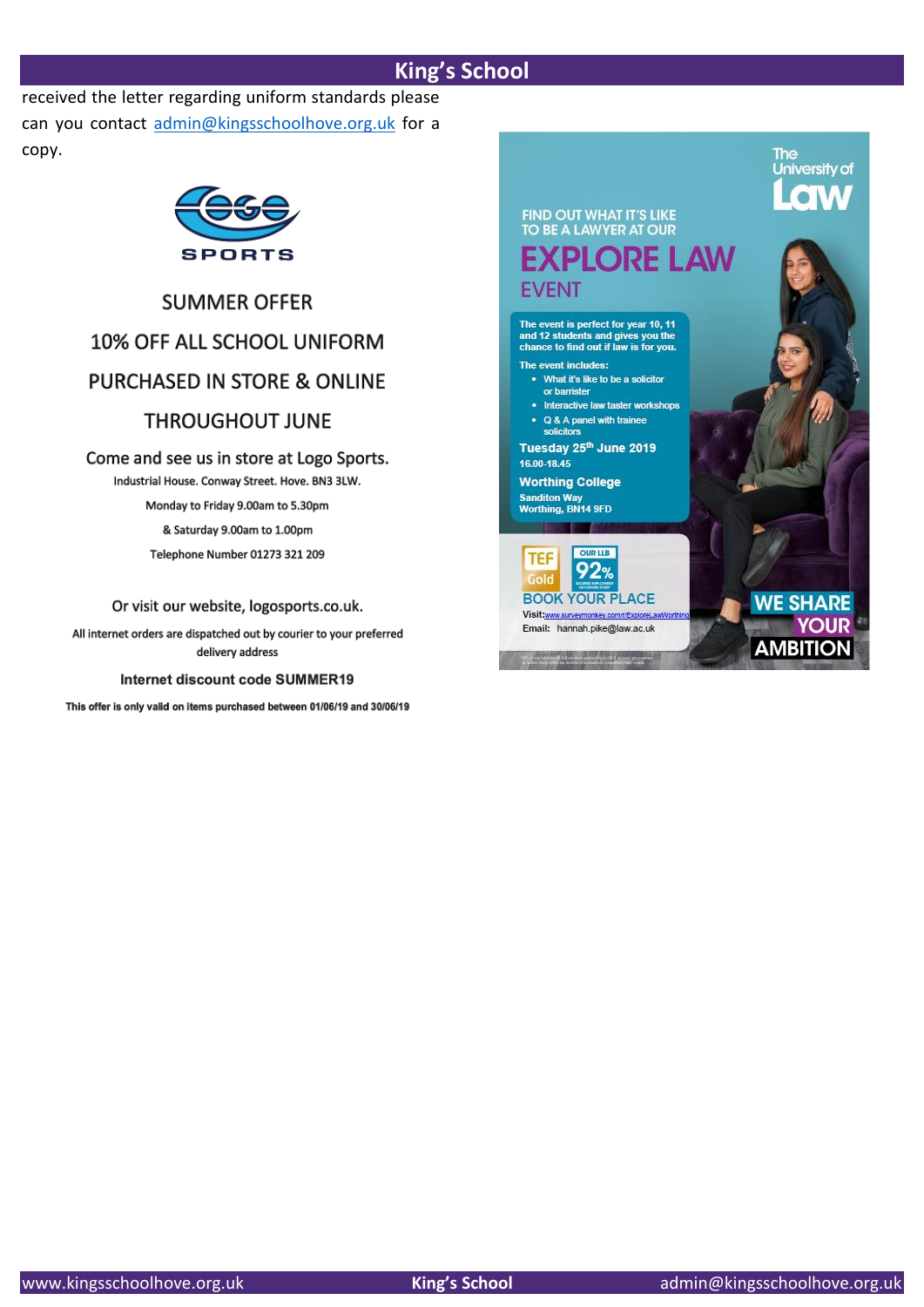received the letter regarding uniform standards please can you contact [admin@kingsschoolhove.org.uk](mailto:admin@kingsschoolhove.org.uk) for a copy.

SPORTS

SUMMER OFFER

10% OFF ALL SCHOOL UNIFORM

PURCHASED IN STORE & ONLINE

THROUGHOUT JUNE

Come and see us in store at Logo Sports.

Industrial House. Conway Street. Hove. BN3 3LW.

Monday to Friday 9.00am to 5.30pm

& Saturday 9.00am to 1.00pm

Telephone Number 01273 321 209

Or visit our website, logosports.co.uk.

All internet orders are dispatched out by courier to your preferred delivery address

**Internet discount code SUMMER19**

**This offer is only valid on items purchased between 01/06/19 and 30/06/19**

The University of Law

FIND OUT WHAT IT'S LIKE TO BE A LAWYER AT OUR

# EXPLORE LAW EVENT

**The event is perfect for year 10, 11 and 12 students and gives you the chance to find out if law is for you.**

**The event includes:**

- What it's like to be a solicitor or barrister
- Interactive law taster workshops
- Q & A panel with trainee solicitors

**Tuesday 25th June 2019**

**16.00-18.45**

**Worthing College**

**Sanditon Way**
**Worthing, BN14 9FD**

TEF Gold

OUR LLB 92%

BOOK YOUR PLACE

**Visit:** www.surveymonkey.com/r/ExploreLawWorthing

**Email:** hannah.pike@law.ac.uk

WE SHARE YOUR AMBITION